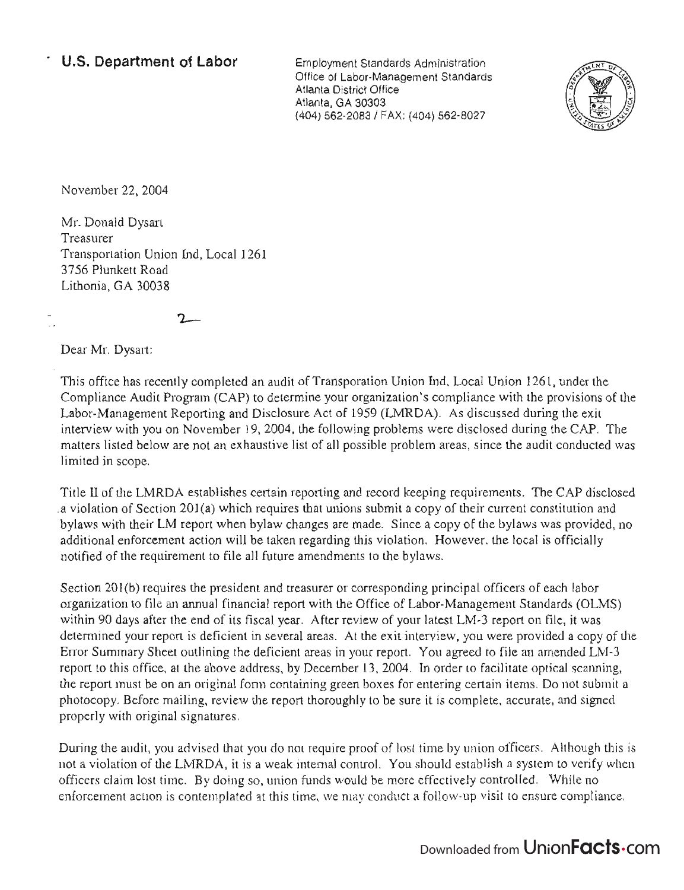**U.S. Department of Labor**

Employment Standards Administration
Office of Labor-Management Standards
Atlanta District Office
Atlanta, GA 30303
(404) 562-2083 / FAX: (404) 562-8027

November 22, 2004

Mr. Donald Dysart
Treasurer
Transportation Union Ind, Local 1261
3756 Plunkett Road
Lithonia, GA 30038

2

Dear Mr. Dysart:

This office has recently completed an audit of Transporation Union Ind, Local Union 1261, under the Compliance Audit Program (CAP) to determine your organization's compliance with the provisions of the Labor-Management Reporting and Disclosure Act of 1959 (LMRDA). As discussed during the exit interview with you on November 19, 2004, the following problems were disclosed during the CAP. The matters listed below are not an exhaustive list of all possible problem areas, since the audit conducted was limited in scope.

Title II of the LMRDA establishes certain reporting and record keeping requirements. The CAP disclosed a violation of Section 201(a) which requires that unions submit a copy of their current constitution and bylaws with their LM report when bylaw changes are made. Since a copy of the bylaws was provided, no additional enforcement action will be taken regarding this violation. However, the local is officially notified of the requirement to file all future amendments to the bylaws.

Section 201(b) requires the president and treasurer or corresponding principal officers of each labor organization to file an annual financial report with the Office of Labor-Management Standards (OLMS) within 90 days after the end of its fiscal year. After review of your latest LM-3 report on file, it was determined your report is deficient in several areas. At the exit interview, you were provided a copy of the Error Summary Sheet outlining the deficient areas in your report. You agreed to file an amended LM-3 report to this office, at the above address, by December 13, 2004. In order to facilitate optical scanning, the report must be on an original form containing green boxes for entering certain items. Do not submit a photocopy. Before mailing, review the report thoroughly to be sure it is complete, accurate, and signed properly with original signatures.

During the audit, you advised that you do not require proof of lost time by union officers. Although this is not a violation of the LMRDA, it is a weak internal control. You should establish a system to verify when officers claim lost time. By doing so, union funds would be more effectively controlled. While no enforcement action is contemplated at this time, we may conduct a follow-up visit to ensure compliance.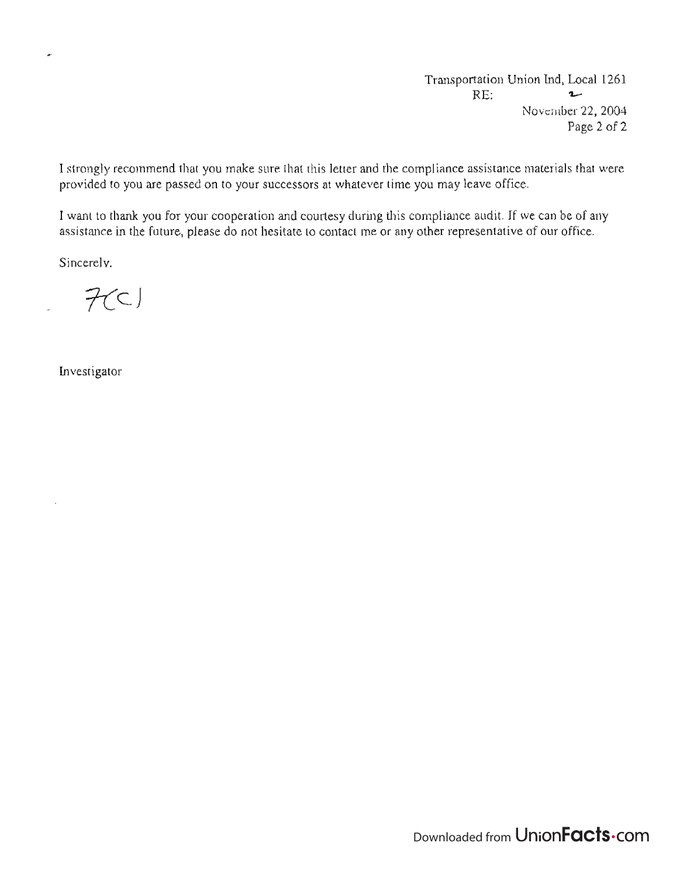I strongly recommend that you make sure that this letter and the compliance assistance materials that were provided to you are passed on to your successors at whatever time you may leave office.

I want to thank you for your cooperation and courtesy during this compliance audit. If we can be of any assistance in the future, please do not hesitate to contact me or any other representative of our office.

Sincerely,

7(C)

Investigator